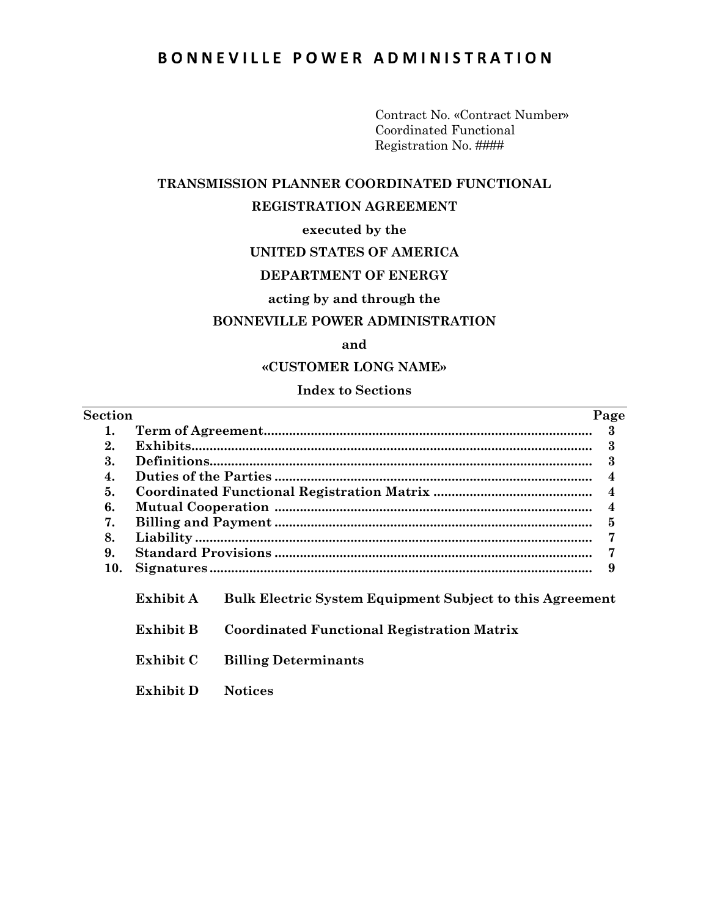# B O N N E V I L L E   P O W E R   A D M I N I S T R A T I O N

Contract No. «Contract Number»
Coordinated Functional
Registration No. ####

**TRANSMISSION PLANNER COORDINATED FUNCTIONAL**

**REGISTRATION AGREEMENT**

**executed by the**

**UNITED STATES OF AMERICA**

**DEPARTMENT OF ENERGY**

**acting by and through the**

**BONNEVILLE POWER ADMINISTRATION**

**and**

**«CUSTOMER LONG NAME»**

**Index to Sections**

| Section | | Page |
|---|---|---|
| 1. | Term of Agreement | 3 |
| 2. | Exhibits | 3 |
| 3. | Definitions | 3 |
| 4. | Duties of the Parties | 4 |
| 5. | Coordinated Functional Registration Matrix | 4 |
| 6. | Mutual Cooperation | 4 |
| 7. | Billing and Payment | 5 |
| 8. | Liability | 7 |
| 9. | Standard Provisions | 7 |
| 10. | Signatures | 9 |

**Exhibit A** **Bulk Electric System Equipment Subject to this Agreement**

**Exhibit B** **Coordinated Functional Registration Matrix**

**Exhibit C** **Billing Determinants**

**Exhibit D** **Notices**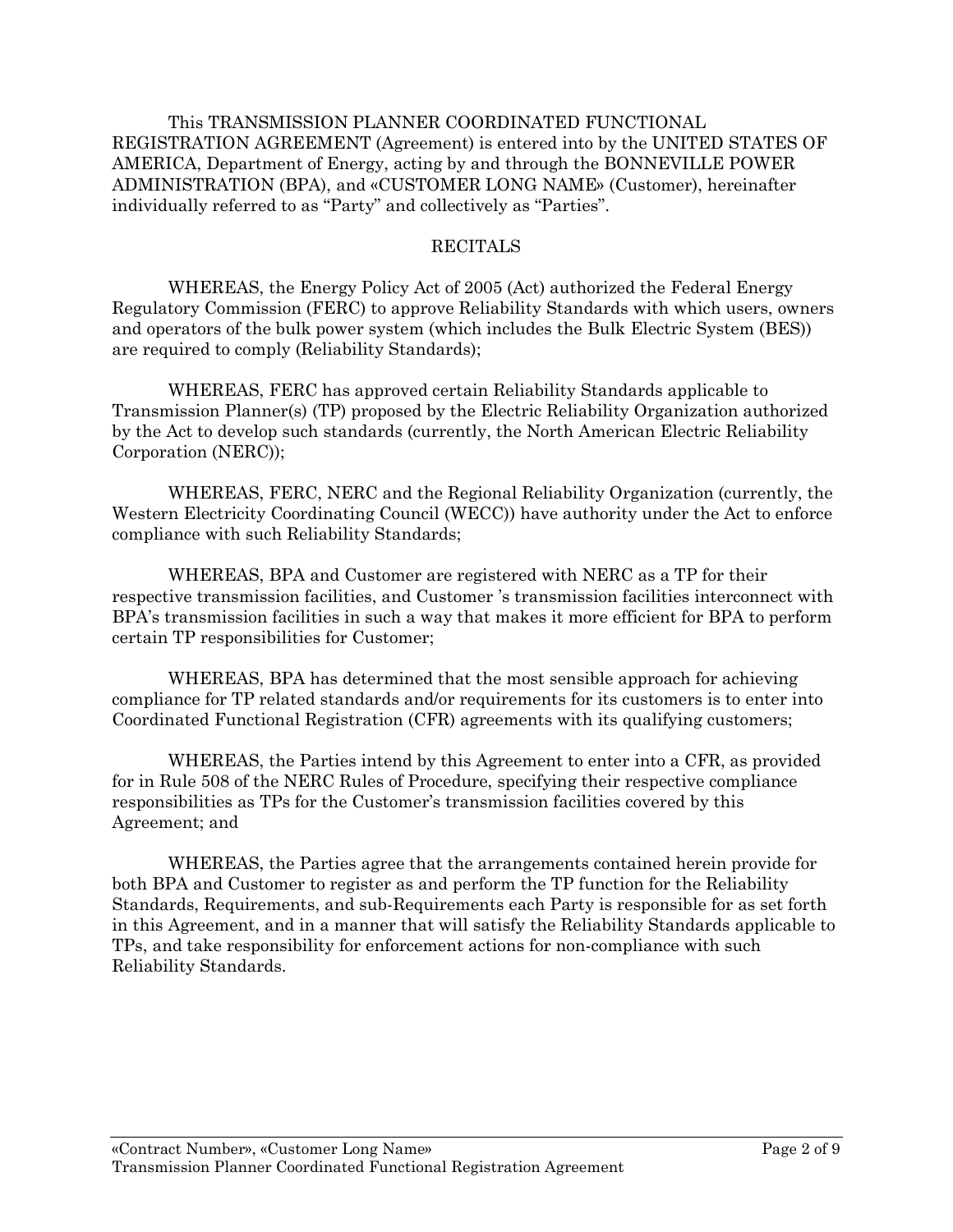This TRANSMISSION PLANNER COORDINATED FUNCTIONAL REGISTRATION AGREEMENT (Agreement) is entered into by the UNITED STATES OF AMERICA, Department of Energy, acting by and through the BONNEVILLE POWER ADMINISTRATION (BPA), and «CUSTOMER LONG NAME» (Customer), hereinafter individually referred to as "Party" and collectively as "Parties".

## RECITALS

WHEREAS, the Energy Policy Act of 2005 (Act) authorized the Federal Energy Regulatory Commission (FERC) to approve Reliability Standards with which users, owners and operators of the bulk power system (which includes the Bulk Electric System (BES)) are required to comply (Reliability Standards);

WHEREAS, FERC has approved certain Reliability Standards applicable to Transmission Planner(s) (TP) proposed by the Electric Reliability Organization authorized by the Act to develop such standards (currently, the North American Electric Reliability Corporation (NERC));

WHEREAS, FERC, NERC and the Regional Reliability Organization (currently, the Western Electricity Coordinating Council (WECC)) have authority under the Act to enforce compliance with such Reliability Standards;

WHEREAS, BPA and Customer are registered with NERC as a TP for their respective transmission facilities, and Customer 's transmission facilities interconnect with BPA's transmission facilities in such a way that makes it more efficient for BPA to perform certain TP responsibilities for Customer;

WHEREAS, BPA has determined that the most sensible approach for achieving compliance for TP related standards and/or requirements for its customers is to enter into Coordinated Functional Registration (CFR) agreements with its qualifying customers;

WHEREAS, the Parties intend by this Agreement to enter into a CFR, as provided for in Rule 508 of the NERC Rules of Procedure, specifying their respective compliance responsibilities as TPs for the Customer's transmission facilities covered by this Agreement; and

WHEREAS, the Parties agree that the arrangements contained herein provide for both BPA and Customer to register as and perform the TP function for the Reliability Standards, Requirements, and sub-Requirements each Party is responsible for as set forth in this Agreement, and in a manner that will satisfy the Reliability Standards applicable to TPs, and take responsibility for enforcement actions for non-compliance with such Reliability Standards.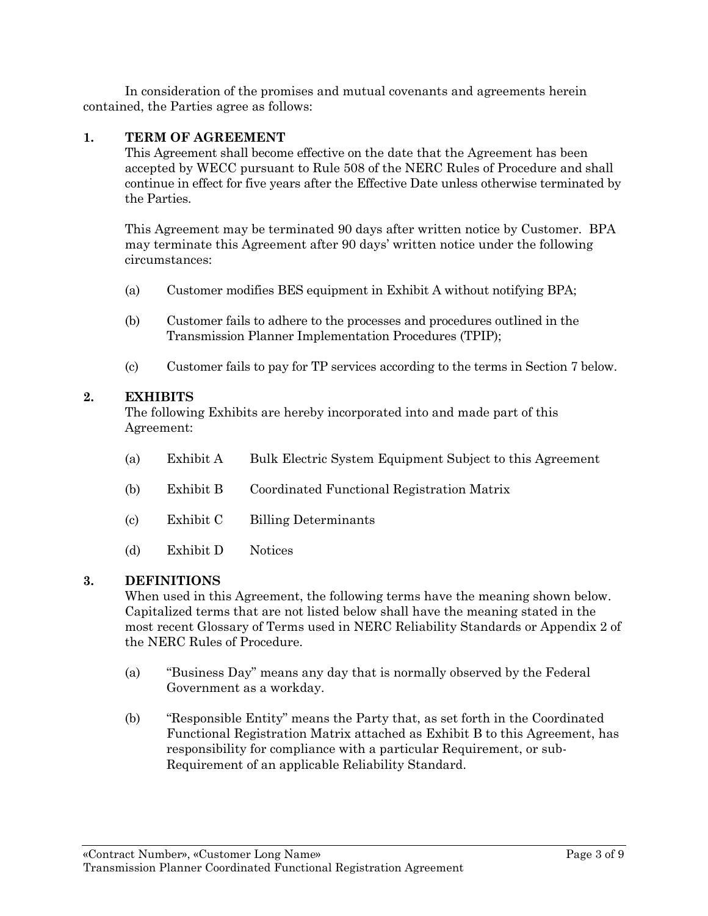In consideration of the promises and mutual covenants and agreements herein contained, the Parties agree as follows:

## 1. TERM OF AGREEMENT

This Agreement shall become effective on the date that the Agreement has been accepted by WECC pursuant to Rule 508 of the NERC Rules of Procedure and shall continue in effect for five years after the Effective Date unless otherwise terminated by the Parties.

This Agreement may be terminated 90 days after written notice by Customer. BPA may terminate this Agreement after 90 days' written notice under the following circumstances:

(a) Customer modifies BES equipment in Exhibit A without notifying BPA;

(b) Customer fails to adhere to the processes and procedures outlined in the Transmission Planner Implementation Procedures (TPIP);

(c) Customer fails to pay for TP services according to the terms in Section 7 below.

## 2. EXHIBITS

The following Exhibits are hereby incorporated into and made part of this Agreement:

(a) Exhibit A Bulk Electric System Equipment Subject to this Agreement

(b) Exhibit B Coordinated Functional Registration Matrix

(c) Exhibit C Billing Determinants

(d) Exhibit D Notices

## 3. DEFINITIONS

When used in this Agreement, the following terms have the meaning shown below. Capitalized terms that are not listed below shall have the meaning stated in the most recent Glossary of Terms used in NERC Reliability Standards or Appendix 2 of the NERC Rules of Procedure.

(a) "Business Day" means any day that is normally observed by the Federal Government as a workday.

(b) "Responsible Entity" means the Party that, as set forth in the Coordinated Functional Registration Matrix attached as Exhibit B to this Agreement, has responsibility for compliance with a particular Requirement, or sub-Requirement of an applicable Reliability Standard.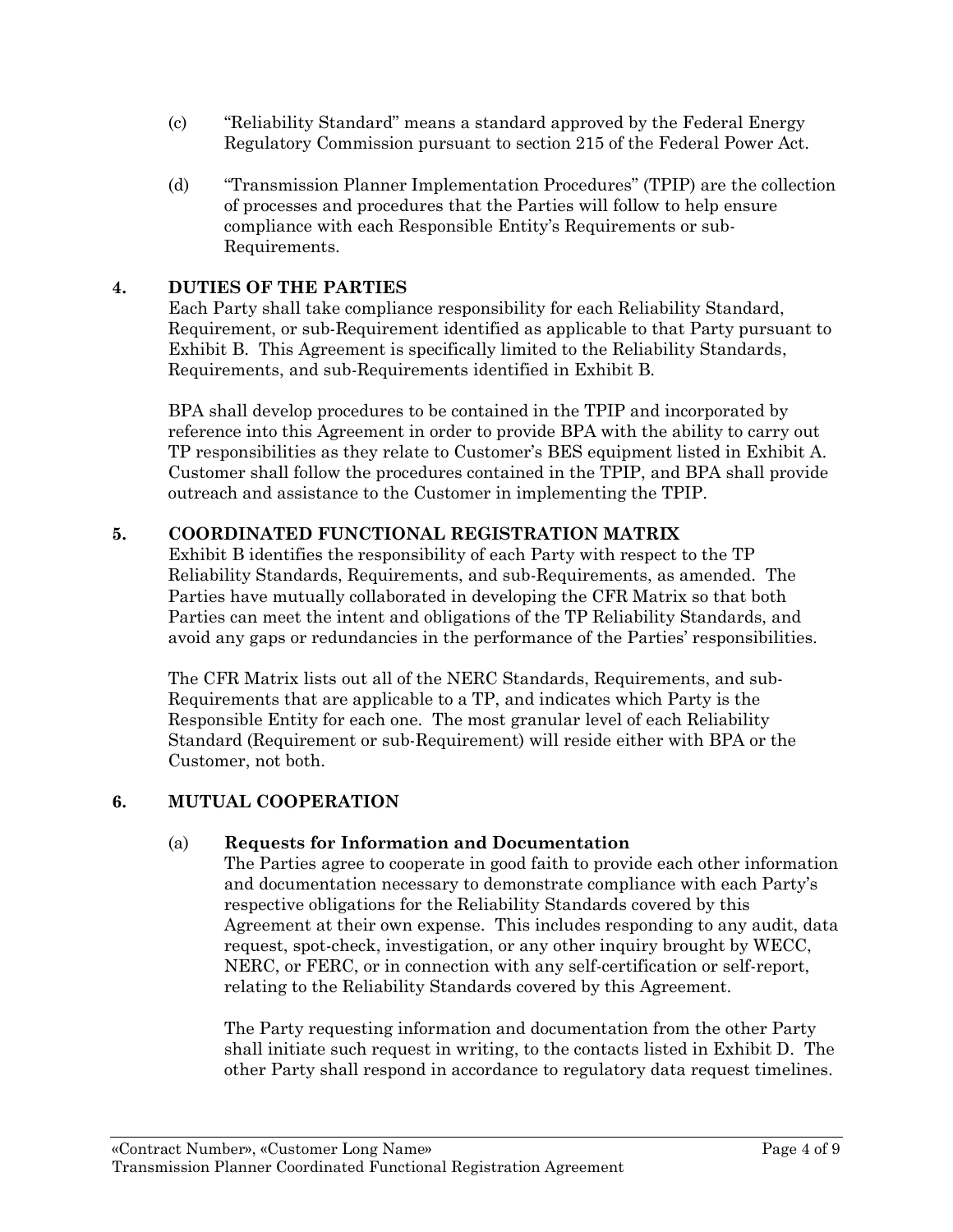(c) "Reliability Standard" means a standard approved by the Federal Energy Regulatory Commission pursuant to section 215 of the Federal Power Act.

(d) "Transmission Planner Implementation Procedures" (TPIP) are the collection of processes and procedures that the Parties will follow to help ensure compliance with each Responsible Entity's Requirements or sub-Requirements.

## 4. DUTIES OF THE PARTIES

Each Party shall take compliance responsibility for each Reliability Standard, Requirement, or sub-Requirement identified as applicable to that Party pursuant to Exhibit B. This Agreement is specifically limited to the Reliability Standards, Requirements, and sub-Requirements identified in Exhibit B.

BPA shall develop procedures to be contained in the TPIP and incorporated by reference into this Agreement in order to provide BPA with the ability to carry out TP responsibilities as they relate to Customer's BES equipment listed in Exhibit A. Customer shall follow the procedures contained in the TPIP, and BPA shall provide outreach and assistance to the Customer in implementing the TPIP.

## 5. COORDINATED FUNCTIONAL REGISTRATION MATRIX

Exhibit B identifies the responsibility of each Party with respect to the TP Reliability Standards, Requirements, and sub-Requirements, as amended. The Parties have mutually collaborated in developing the CFR Matrix so that both Parties can meet the intent and obligations of the TP Reliability Standards, and avoid any gaps or redundancies in the performance of the Parties' responsibilities.

The CFR Matrix lists out all of the NERC Standards, Requirements, and sub-Requirements that are applicable to a TP, and indicates which Party is the Responsible Entity for each one. The most granular level of each Reliability Standard (Requirement or sub-Requirement) will reside either with BPA or the Customer, not both.

## 6. MUTUAL COOPERATION

(a) **Requests for Information and Documentation**

The Parties agree to cooperate in good faith to provide each other information and documentation necessary to demonstrate compliance with each Party's respective obligations for the Reliability Standards covered by this Agreement at their own expense. This includes responding to any audit, data request, spot-check, investigation, or any other inquiry brought by WECC, NERC, or FERC, or in connection with any self-certification or self-report, relating to the Reliability Standards covered by this Agreement.

The Party requesting information and documentation from the other Party shall initiate such request in writing, to the contacts listed in Exhibit D. The other Party shall respond in accordance to regulatory data request timelines.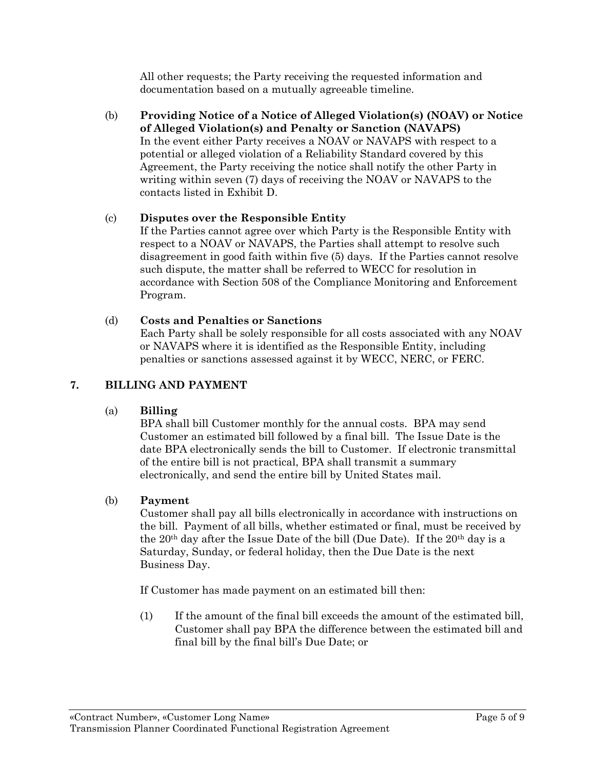All other requests; the Party receiving the requested information and documentation based on a mutually agreeable timeline.

(b) **Providing Notice of a Notice of Alleged Violation(s) (NOAV) or Notice of Alleged Violation(s) and Penalty or Sanction (NAVAPS)**
In the event either Party receives a NOAV or NAVAPS with respect to a potential or alleged violation of a Reliability Standard covered by this Agreement, the Party receiving the notice shall notify the other Party in writing within seven (7) days of receiving the NOAV or NAVAPS to the contacts listed in Exhibit D.

(c) **Disputes over the Responsible Entity**
If the Parties cannot agree over which Party is the Responsible Entity with respect to a NOAV or NAVAPS, the Parties shall attempt to resolve such disagreement in good faith within five (5) days. If the Parties cannot resolve such dispute, the matter shall be referred to WECC for resolution in accordance with Section 508 of the Compliance Monitoring and Enforcement Program.

(d) **Costs and Penalties or Sanctions**
Each Party shall be solely responsible for all costs associated with any NOAV or NAVAPS where it is identified as the Responsible Entity, including penalties or sanctions assessed against it by WECC, NERC, or FERC.

## 7. BILLING AND PAYMENT

(a) **Billing**
BPA shall bill Customer monthly for the annual costs. BPA may send Customer an estimated bill followed by a final bill. The Issue Date is the date BPA electronically sends the bill to Customer. If electronic transmittal of the entire bill is not practical, BPA shall transmit a summary electronically, and send the entire bill by United States mail.

(b) **Payment**
Customer shall pay all bills electronically in accordance with instructions on the bill. Payment of all bills, whether estimated or final, must be received by the 20th day after the Issue Date of the bill (Due Date). If the 20th day is a Saturday, Sunday, or federal holiday, then the Due Date is the next Business Day.

If Customer has made payment on an estimated bill then:

(1) If the amount of the final bill exceeds the amount of the estimated bill, Customer shall pay BPA the difference between the estimated bill and final bill by the final bill's Due Date; or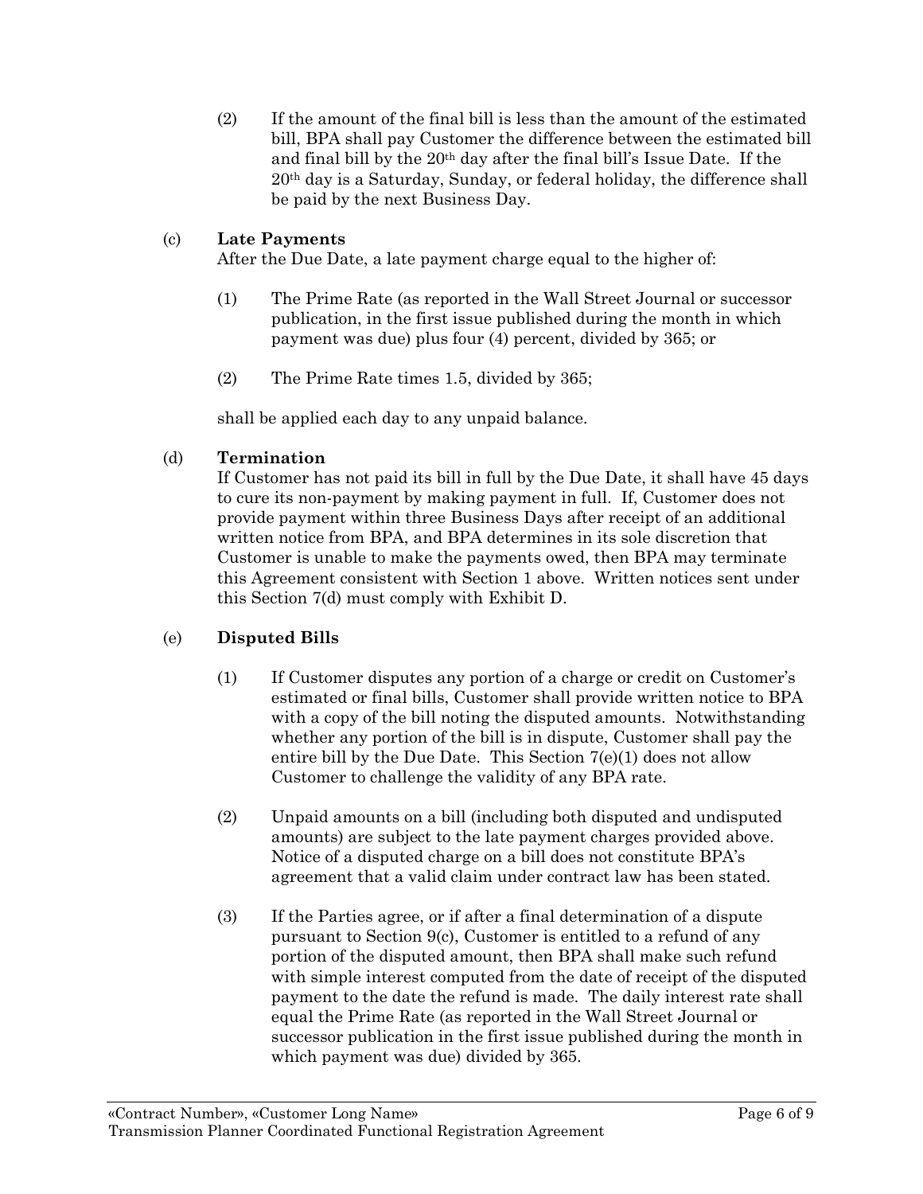(2) If the amount of the final bill is less than the amount of the estimated bill, BPA shall pay Customer the difference between the estimated bill and final bill by the 20th day after the final bill's Issue Date. If the 20th day is a Saturday, Sunday, or federal holiday, the difference shall be paid by the next Business Day.

(c) **Late Payments**
After the Due Date, a late payment charge equal to the higher of:

(1) The Prime Rate (as reported in the Wall Street Journal or successor publication, in the first issue published during the month in which payment was due) plus four (4) percent, divided by 365; or

(2) The Prime Rate times 1.5, divided by 365;

shall be applied each day to any unpaid balance.

(d) **Termination**
If Customer has not paid its bill in full by the Due Date, it shall have 45 days to cure its non-payment by making payment in full. If, Customer does not provide payment within three Business Days after receipt of an additional written notice from BPA, and BPA determines in its sole discretion that Customer is unable to make the payments owed, then BPA may terminate this Agreement consistent with Section 1 above. Written notices sent under this Section 7(d) must comply with Exhibit D.

(e) **Disputed Bills**

(1) If Customer disputes any portion of a charge or credit on Customer's estimated or final bills, Customer shall provide written notice to BPA with a copy of the bill noting the disputed amounts. Notwithstanding whether any portion of the bill is in dispute, Customer shall pay the entire bill by the Due Date. This Section 7(e)(1) does not allow Customer to challenge the validity of any BPA rate.

(2) Unpaid amounts on a bill (including both disputed and undisputed amounts) are subject to the late payment charges provided above. Notice of a disputed charge on a bill does not constitute BPA's agreement that a valid claim under contract law has been stated.

(3) If the Parties agree, or if after a final determination of a dispute pursuant to Section 9(c), Customer is entitled to a refund of any portion of the disputed amount, then BPA shall make such refund with simple interest computed from the date of receipt of the disputed payment to the date the refund is made. The daily interest rate shall equal the Prime Rate (as reported in the Wall Street Journal or successor publication in the first issue published during the month in which payment was due) divided by 365.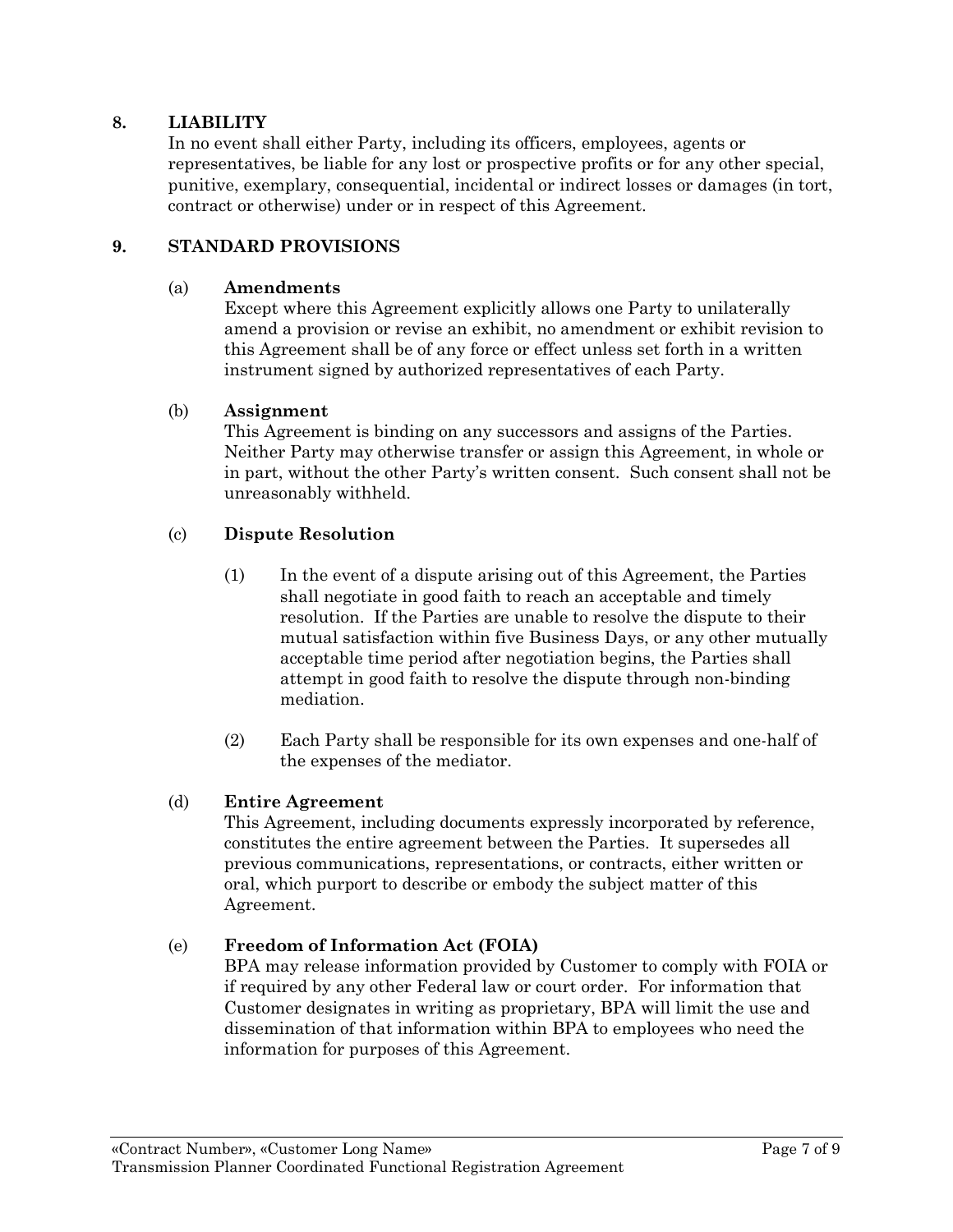## 8. LIABILITY

In no event shall either Party, including its officers, employees, agents or representatives, be liable for any lost or prospective profits or for any other special, punitive, exemplary, consequential, incidental or indirect losses or damages (in tort, contract or otherwise) under or in respect of this Agreement.

## 9. STANDARD PROVISIONS

### (a) Amendments

Except where this Agreement explicitly allows one Party to unilaterally amend a provision or revise an exhibit, no amendment or exhibit revision to this Agreement shall be of any force or effect unless set forth in a written instrument signed by authorized representatives of each Party.

### (b) Assignment

This Agreement is binding on any successors and assigns of the Parties. Neither Party may otherwise transfer or assign this Agreement, in whole or in part, without the other Party's written consent. Such consent shall not be unreasonably withheld.

### (c) Dispute Resolution

(1) In the event of a dispute arising out of this Agreement, the Parties shall negotiate in good faith to reach an acceptable and timely resolution. If the Parties are unable to resolve the dispute to their mutual satisfaction within five Business Days, or any other mutually acceptable time period after negotiation begins, the Parties shall attempt in good faith to resolve the dispute through non-binding mediation.

(2) Each Party shall be responsible for its own expenses and one-half of the expenses of the mediator.

### (d) Entire Agreement

This Agreement, including documents expressly incorporated by reference, constitutes the entire agreement between the Parties. It supersedes all previous communications, representations, or contracts, either written or oral, which purport to describe or embody the subject matter of this Agreement.

### (e) Freedom of Information Act (FOIA)

BPA may release information provided by Customer to comply with FOIA or if required by any other Federal law or court order. For information that Customer designates in writing as proprietary, BPA will limit the use and dissemination of that information within BPA to employees who need the information for purposes of this Agreement.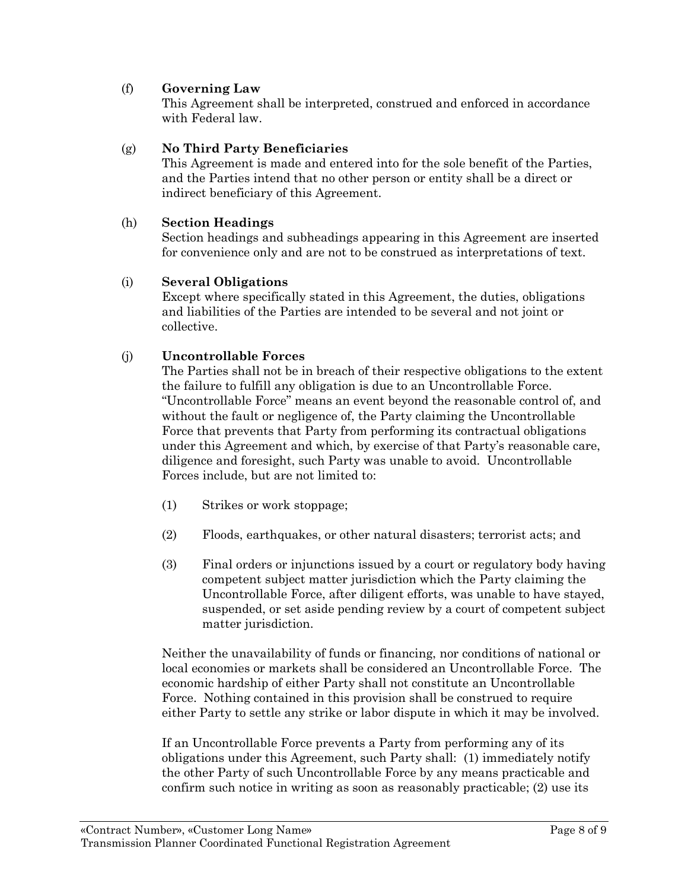(f) **Governing Law**

This Agreement shall be interpreted, construed and enforced in accordance with Federal law.

(g) **No Third Party Beneficiaries**

This Agreement is made and entered into for the sole benefit of the Parties, and the Parties intend that no other person or entity shall be a direct or indirect beneficiary of this Agreement.

(h) **Section Headings**

Section headings and subheadings appearing in this Agreement are inserted for convenience only and are not to be construed as interpretations of text.

(i) **Several Obligations**

Except where specifically stated in this Agreement, the duties, obligations and liabilities of the Parties are intended to be several and not joint or collective.

(j) **Uncontrollable Forces**

The Parties shall not be in breach of their respective obligations to the extent the failure to fulfill any obligation is due to an Uncontrollable Force. "Uncontrollable Force" means an event beyond the reasonable control of, and without the fault or negligence of, the Party claiming the Uncontrollable Force that prevents that Party from performing its contractual obligations under this Agreement and which, by exercise of that Party's reasonable care, diligence and foresight, such Party was unable to avoid. Uncontrollable Forces include, but are not limited to:

(1) Strikes or work stoppage;

(2) Floods, earthquakes, or other natural disasters; terrorist acts; and

(3) Final orders or injunctions issued by a court or regulatory body having competent subject matter jurisdiction which the Party claiming the Uncontrollable Force, after diligent efforts, was unable to have stayed, suspended, or set aside pending review by a court of competent subject matter jurisdiction.

Neither the unavailability of funds or financing, nor conditions of national or local economies or markets shall be considered an Uncontrollable Force. The economic hardship of either Party shall not constitute an Uncontrollable Force. Nothing contained in this provision shall be construed to require either Party to settle any strike or labor dispute in which it may be involved.

If an Uncontrollable Force prevents a Party from performing any of its obligations under this Agreement, such Party shall: (1) immediately notify the other Party of such Uncontrollable Force by any means practicable and confirm such notice in writing as soon as reasonably practicable; (2) use its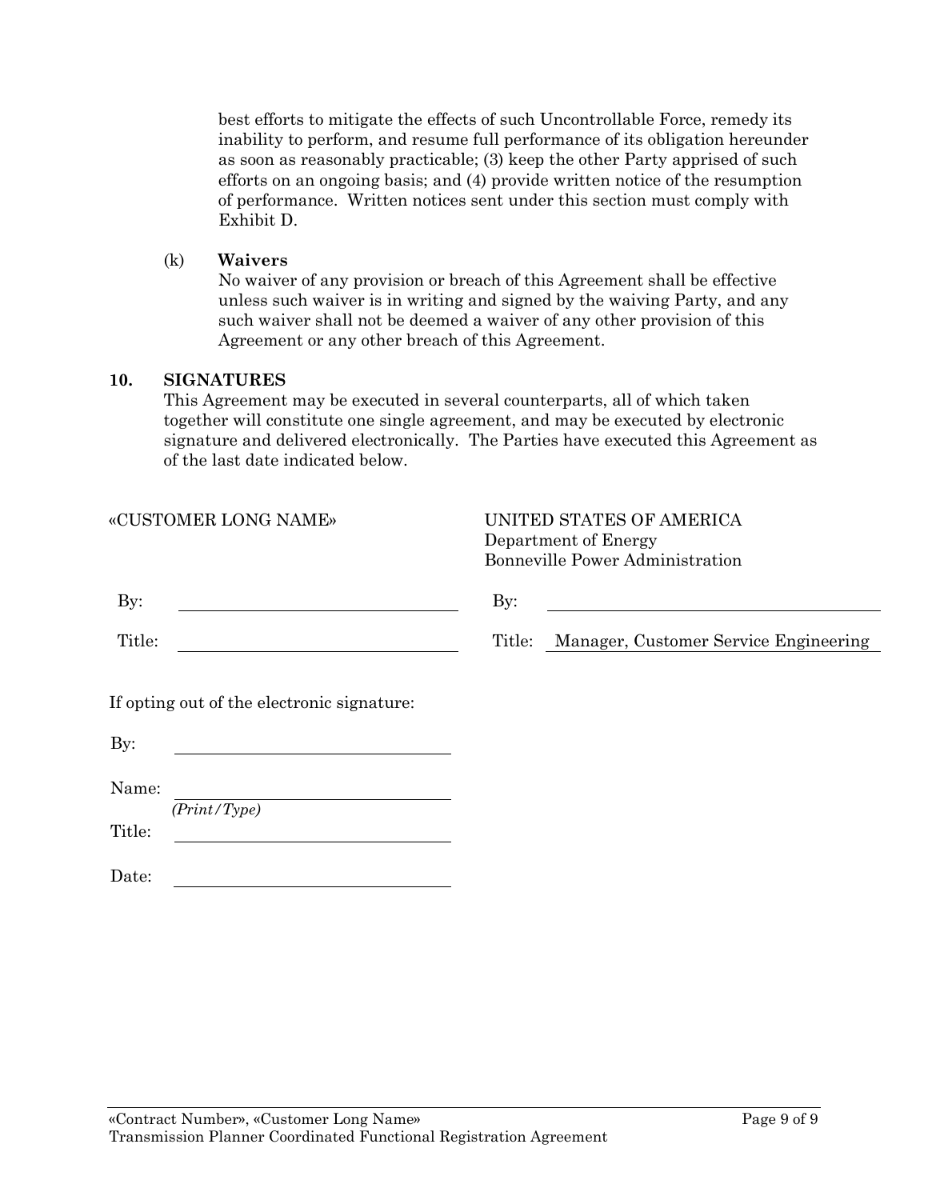best efforts to mitigate the effects of such Uncontrollable Force, remedy its inability to perform, and resume full performance of its obligation hereunder as soon as reasonably practicable; (3) keep the other Party apprised of such efforts on an ongoing basis; and (4) provide written notice of the resumption of performance. Written notices sent under this section must comply with Exhibit D.

(k) **Waivers**
No waiver of any provision or breach of this Agreement shall be effective unless such waiver is in writing and signed by the waiving Party, and any such waiver shall not be deemed a waiver of any other provision of this Agreement or any other breach of this Agreement.

## 10. SIGNATURES

This Agreement may be executed in several counterparts, all of which taken together will constitute one single agreement, and may be executed by electronic signature and delivered electronically. The Parties have executed this Agreement as of the last date indicated below.

«CUSTOMER LONG NAME»

By: ______________________________

Title: ______________________________

UNITED STATES OF AMERICA
Department of Energy
Bonneville Power Administration

By: ______________________________

Title: Manager, Customer Service Engineering

If opting out of the electronic signature:

By: ______________________________

Name: ______________________________
*(Print/Type)*

Title: ______________________________

Date: ______________________________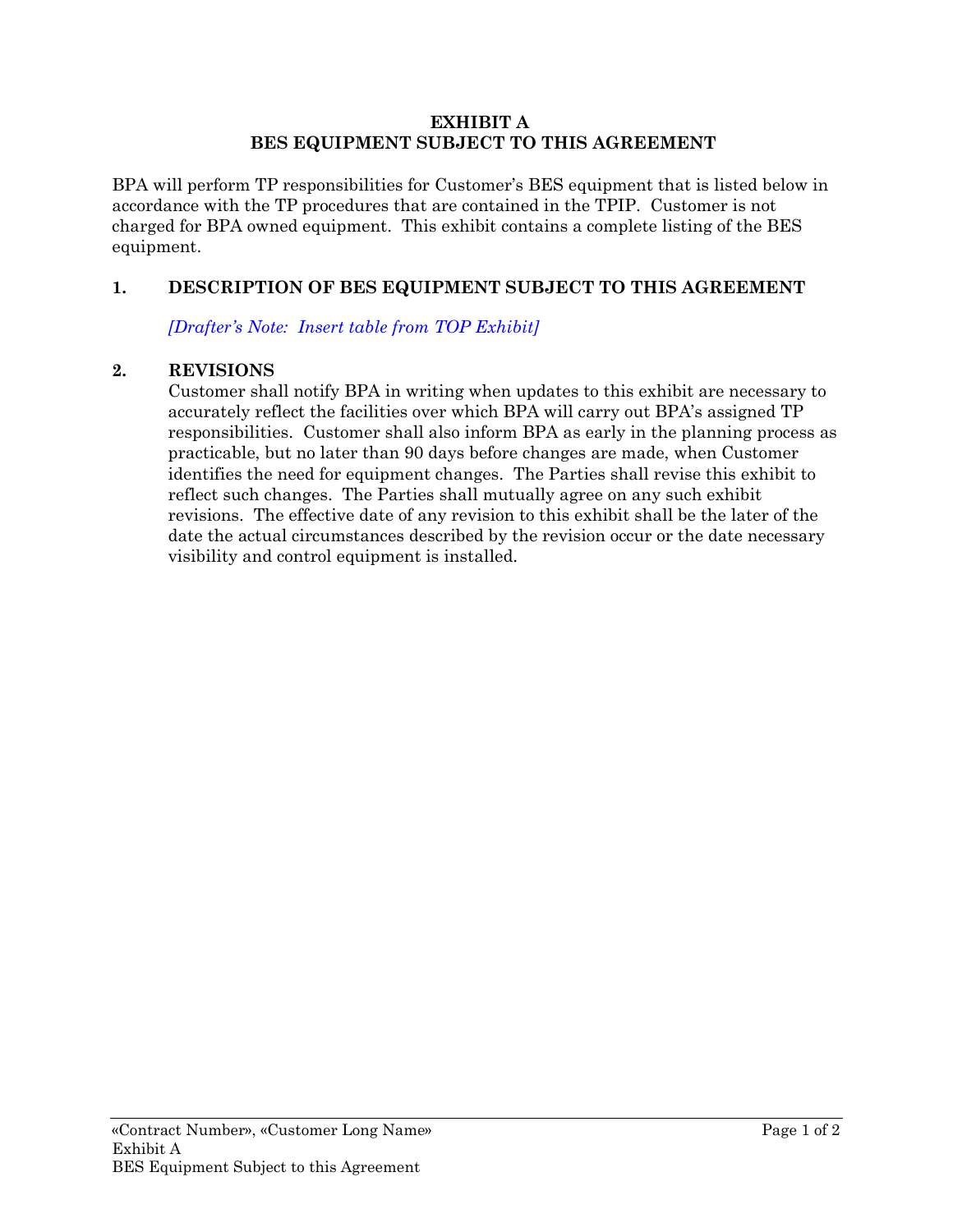**EXHIBIT A**
**BES EQUIPMENT SUBJECT TO THIS AGREEMENT**

BPA will perform TP responsibilities for Customer's BES equipment that is listed below in accordance with the TP procedures that are contained in the TPIP. Customer is not charged for BPA owned equipment. This exhibit contains a complete listing of the BES equipment.

## 1. DESCRIPTION OF BES EQUIPMENT SUBJECT TO THIS AGREEMENT

*[Drafter's Note: Insert table from TOP Exhibit]*

## 2. REVISIONS

Customer shall notify BPA in writing when updates to this exhibit are necessary to accurately reflect the facilities over which BPA will carry out BPA's assigned TP responsibilities. Customer shall also inform BPA as early in the planning process as practicable, but no later than 90 days before changes are made, when Customer identifies the need for equipment changes. The Parties shall revise this exhibit to reflect such changes. The Parties shall mutually agree on any such exhibit revisions. The effective date of any revision to this exhibit shall be the later of the date the actual circumstances described by the revision occur or the date necessary visibility and control equipment is installed.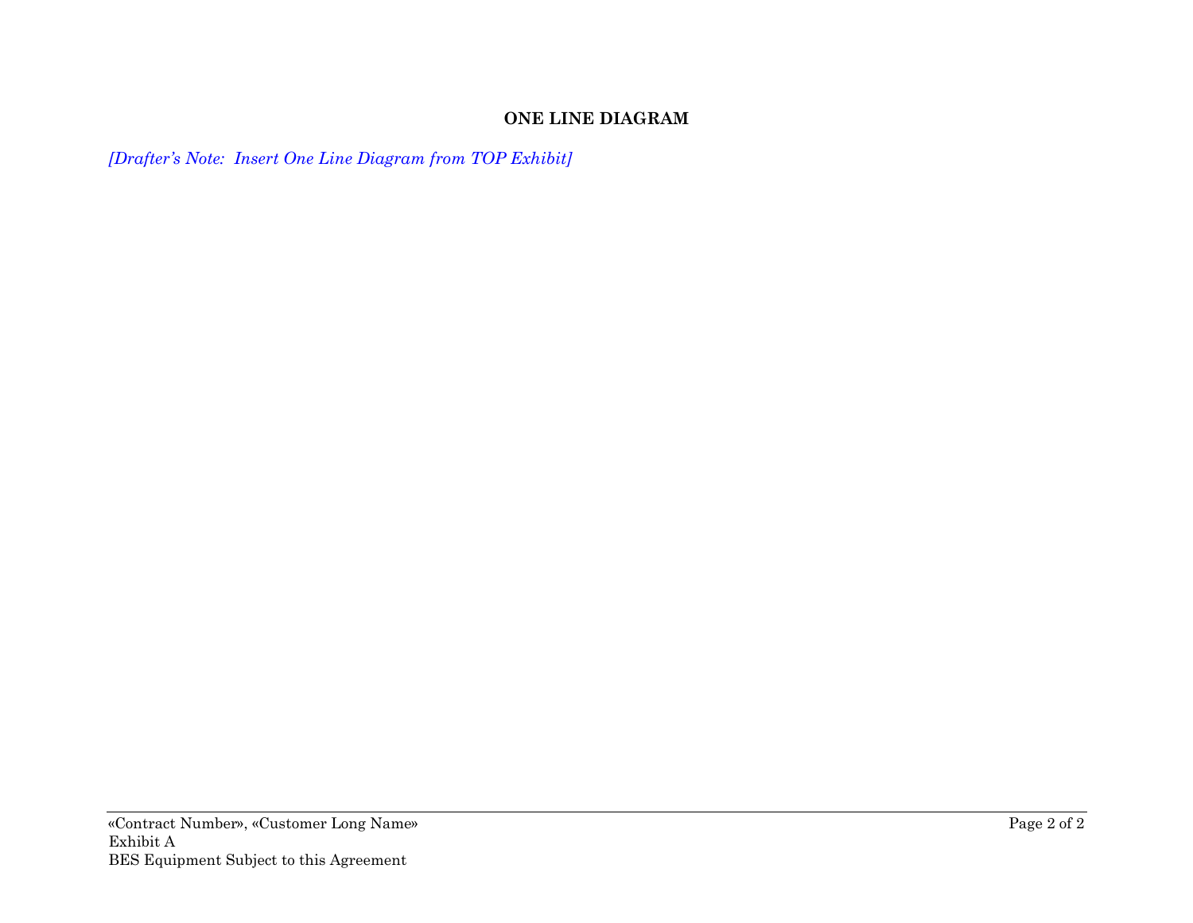## ONE LINE DIAGRAM

*[Drafter's Note: Insert One Line Diagram from TOP Exhibit]*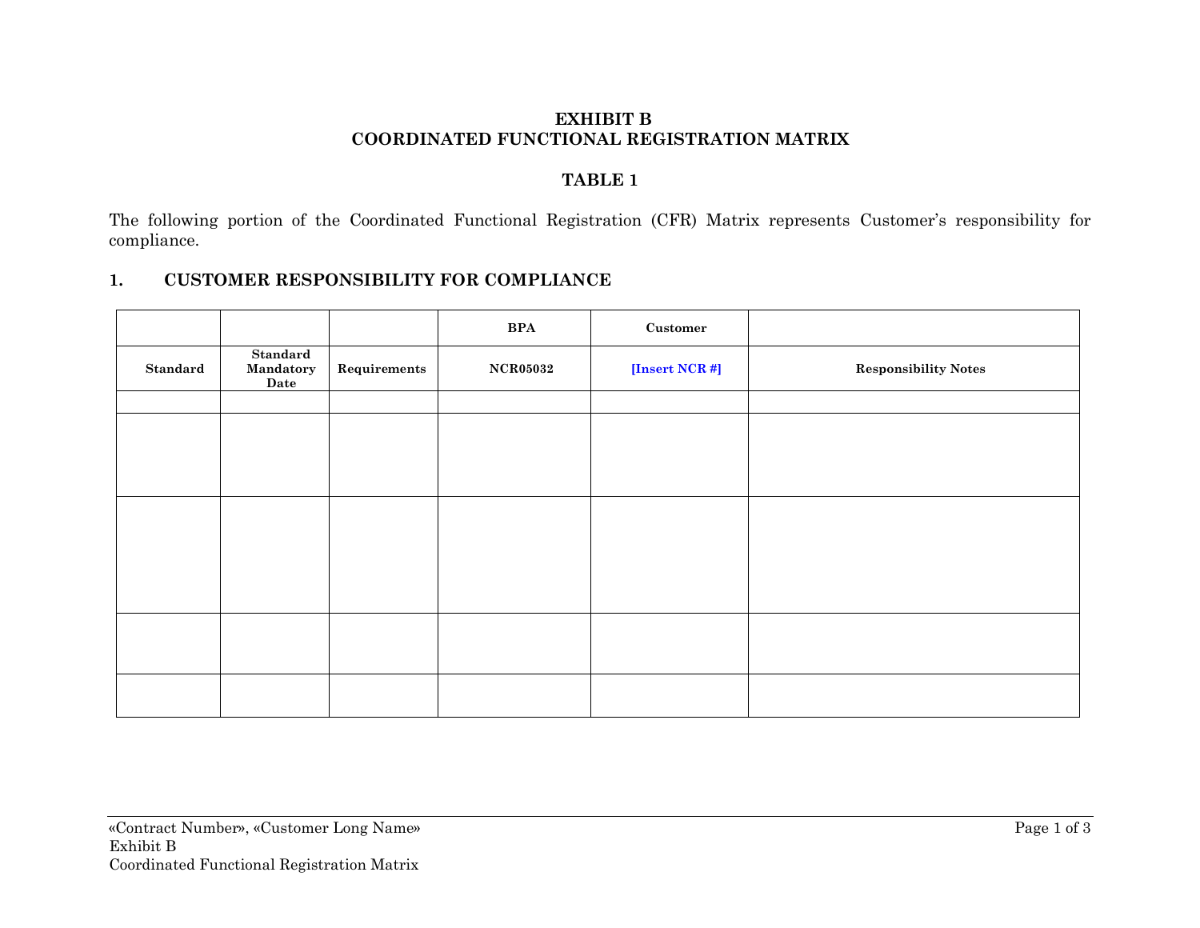**EXHIBIT B**
**COORDINATED FUNCTIONAL REGISTRATION MATRIX**

**TABLE 1**

The following portion of the Coordinated Functional Registration (CFR) Matrix represents Customer's responsibility for compliance.

## 1. CUSTOMER RESPONSIBILITY FOR COMPLIANCE

| | | | BPA | Customer | |
|---|---|---|---|---|---|
| **Standard** | **Standard Mandatory Date** | **Requirements** | **NCR05032** | **[Insert NCR #]** | **Responsibility Notes** |
| | | | | | |
| | | | | | |
| | | | | | |
| | | | | | |
| | | | | | |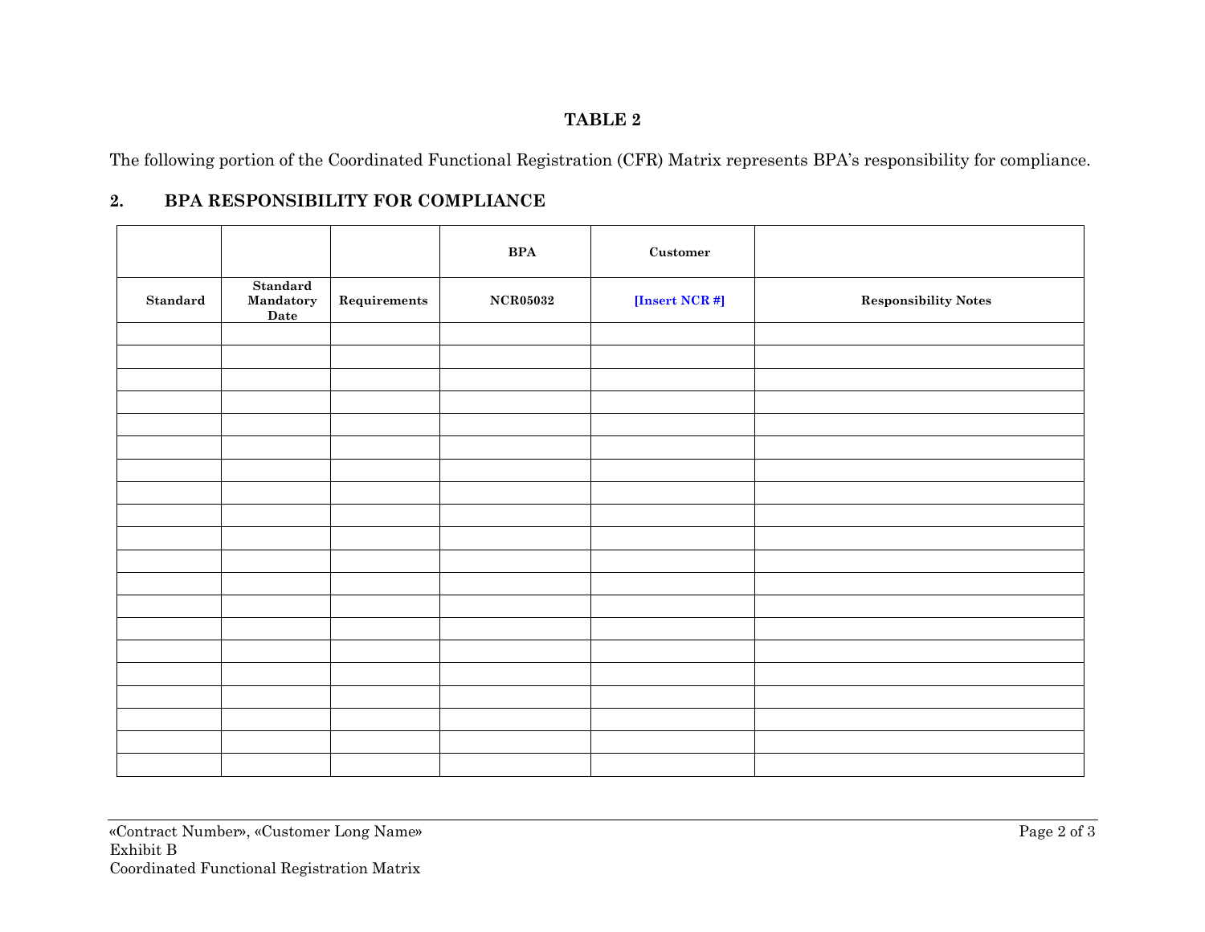**TABLE 2**

The following portion of the Coordinated Functional Registration (CFR) Matrix represents BPA's responsibility for compliance.

## 2. BPA RESPONSIBILITY FOR COMPLIANCE

| | | | BPA | Customer | |
|---|---|---|---|---|---|
| **Standard** | **Standard Mandatory Date** | **Requirements** | **NCR05032** | **[Insert NCR #]** | **Responsibility Notes** |
| | | | | | |
| | | | | | |
| | | | | | |
| | | | | | |
| | | | | | |
| | | | | | |
| | | | | | |
| | | | | | |
| | | | | | |
| | | | | | |
| | | | | | |
| | | | | | |
| | | | | | |
| | | | | | |
| | | | | | |
| | | | | | |
| | | | | | |
| | | | | | |
| | | | | | |
| | | | | | |

«Contract Number», «Customer Long Name»
Exhibit B
Coordinated Functional Registration Matrix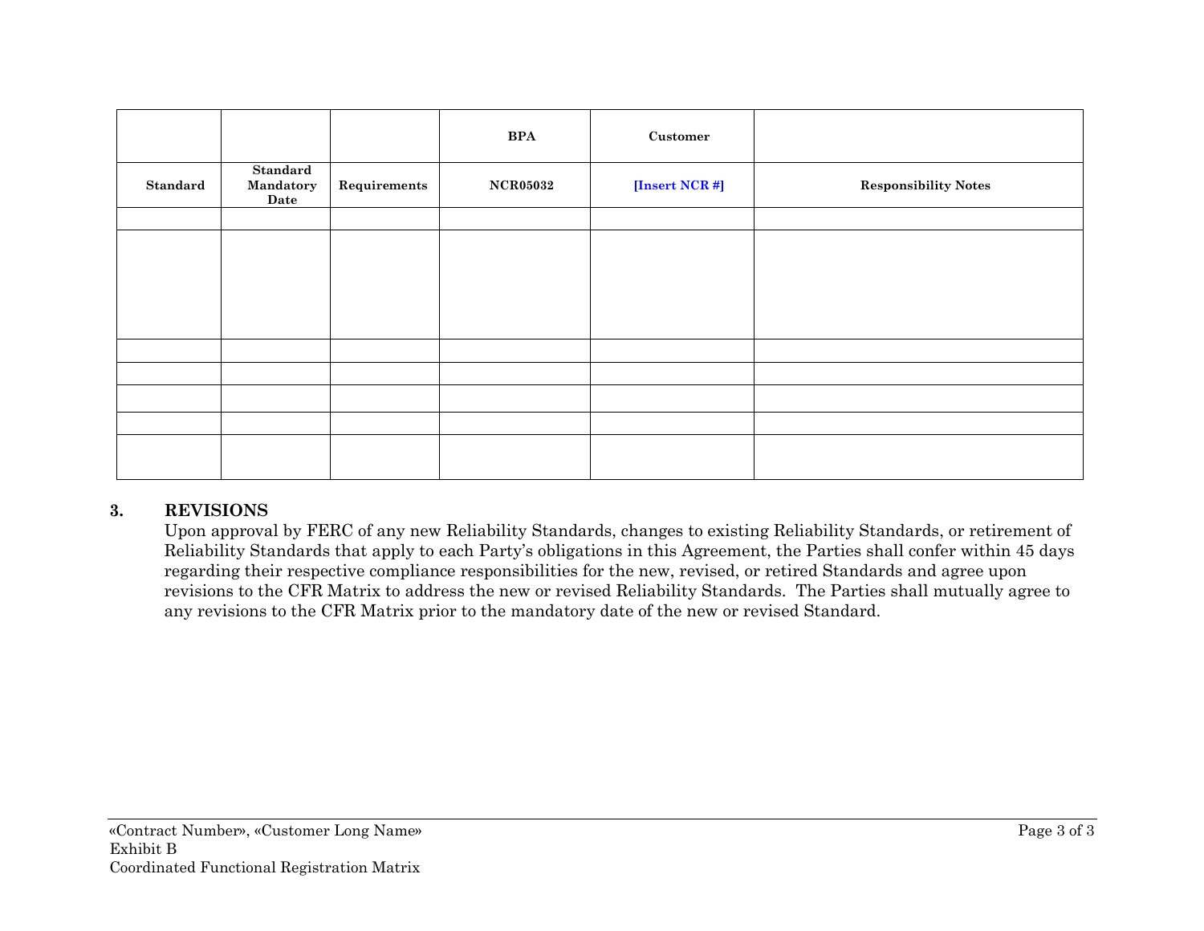|  |  |  | BPA | Customer |  |
|---|---|---|---|---|---|
| Standard | Standard Mandatory Date | Requirements | NCR05032 | [Insert NCR #] | Responsibility Notes |
|  |  |  |  |  |  |
|  |  |  |  |  |  |
|  |  |  |  |  |  |
|  |  |  |  |  |  |
|  |  |  |  |  |  |
|  |  |  |  |  |  |
|  |  |  |  |  |  |

**3. REVISIONS**

Upon approval by FERC of any new Reliability Standards, changes to existing Reliability Standards, or retirement of Reliability Standards that apply to each Party's obligations in this Agreement, the Parties shall confer within 45 days regarding their respective compliance responsibilities for the new, revised, or retired Standards and agree upon revisions to the CFR Matrix to address the new or revised Reliability Standards. The Parties shall mutually agree to any revisions to the CFR Matrix prior to the mandatory date of the new or revised Standard.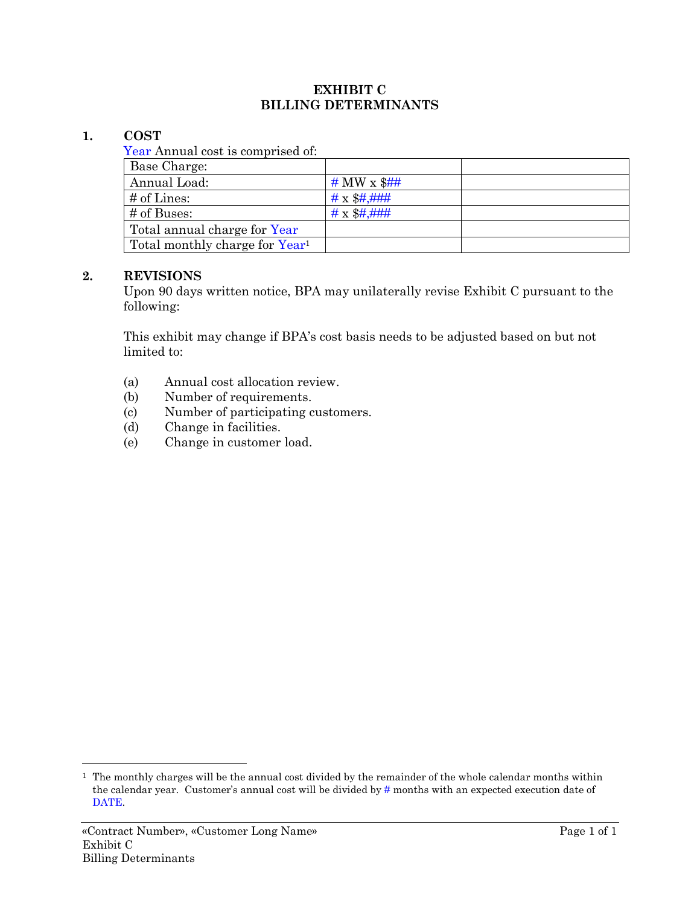# EXHIBIT C
# BILLING DETERMINANTS

## 1. COST

Year Annual cost is comprised of:

| Base Charge: | | |
|---|---|---|
| Annual Load: | # MW x $## | |
| # of Lines: | # x $#,### | |
| # of Buses: | # x $#,### | |
| Total annual charge for Year | | |
| Total monthly charge for Year[1] | | |

## 2. REVISIONS

Upon 90 days written notice, BPA may unilaterally revise Exhibit C pursuant to the following:

This exhibit may change if BPA's cost basis needs to be adjusted based on but not limited to:

(a) Annual cost allocation review.
(b) Number of requirements.
(c) Number of participating customers.
(d) Change in facilities.
(e) Change in customer load.

---

[1] The monthly charges will be the annual cost divided by the remainder of the whole calendar months within the calendar year. Customer's annual cost will be divided by # months with an expected execution date of DATE.

«Contract Number», «Customer Long Name»
Exhibit C
Billing Determinants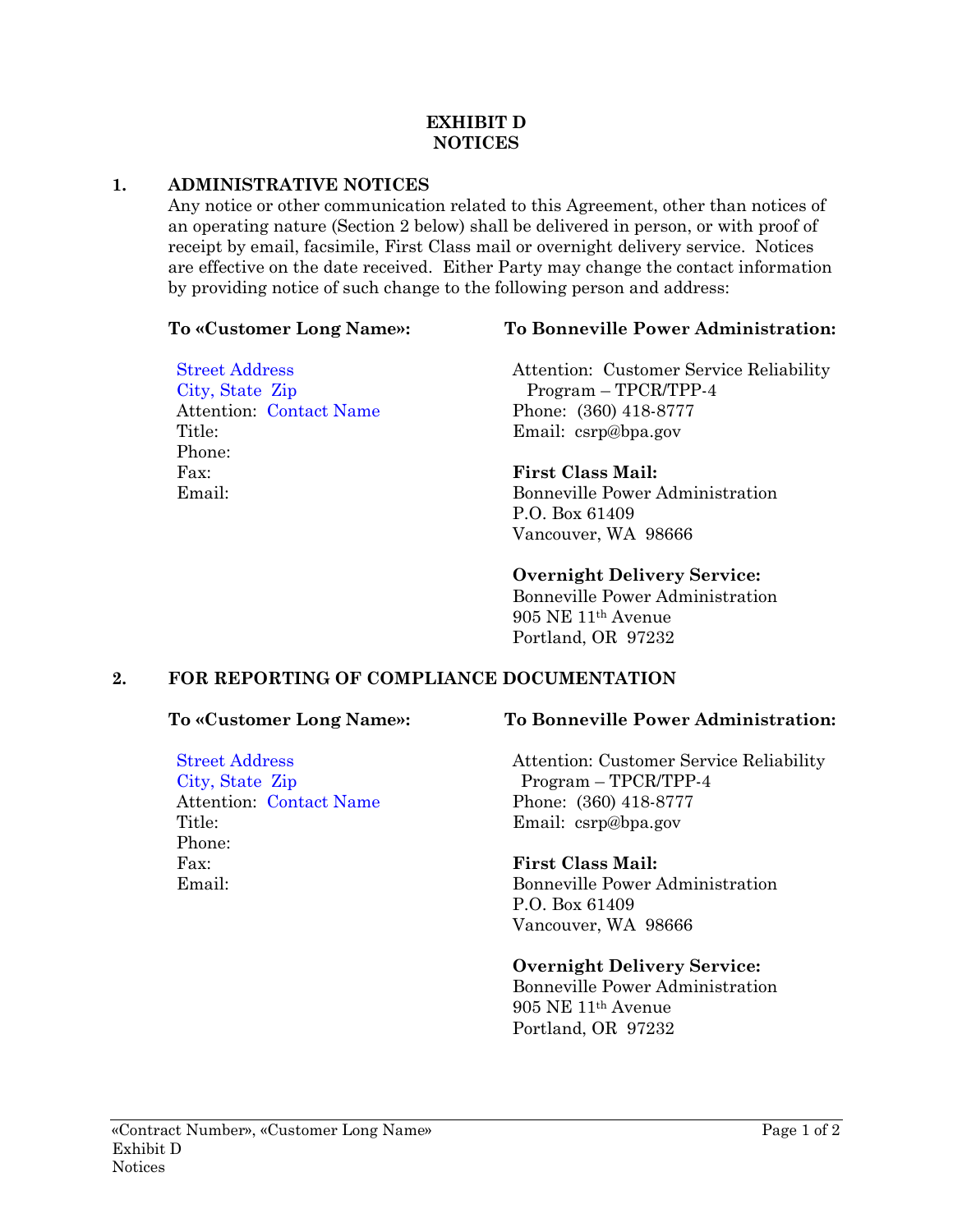**EXHIBIT D**
**NOTICES**

## 1. ADMINISTRATIVE NOTICES

Any notice or other communication related to this Agreement, other than notices of an operating nature (Section 2 below) shall be delivered in person, or with proof of receipt by email, facsimile, First Class mail or overnight delivery service. Notices are effective on the date received. Either Party may change the contact information by providing notice of such change to the following person and address:

**To «Customer Long Name»:**

Street Address
City, State Zip
Attention: Contact Name
Title:
Phone:
Fax:
Email:

**To Bonneville Power Administration:**

Attention: Customer Service Reliability Program – TPCR/TPP-4
Phone: (360) 418-8777
Email: csrp@bpa.gov

**First Class Mail:**
Bonneville Power Administration
P.O. Box 61409
Vancouver, WA 98666

**Overnight Delivery Service:**
Bonneville Power Administration
905 NE 11th Avenue
Portland, OR 97232

## 2. FOR REPORTING OF COMPLIANCE DOCUMENTATION

**To «Customer Long Name»:**

Street Address
City, State Zip
Attention: Contact Name
Title:
Phone:
Fax:
Email:

**To Bonneville Power Administration:**

Attention: Customer Service Reliability Program – TPCR/TPP-4
Phone: (360) 418-8777
Email: csrp@bpa.gov

**First Class Mail:**
Bonneville Power Administration
P.O. Box 61409
Vancouver, WA 98666

**Overnight Delivery Service:**
Bonneville Power Administration
905 NE 11th Avenue
Portland, OR 97232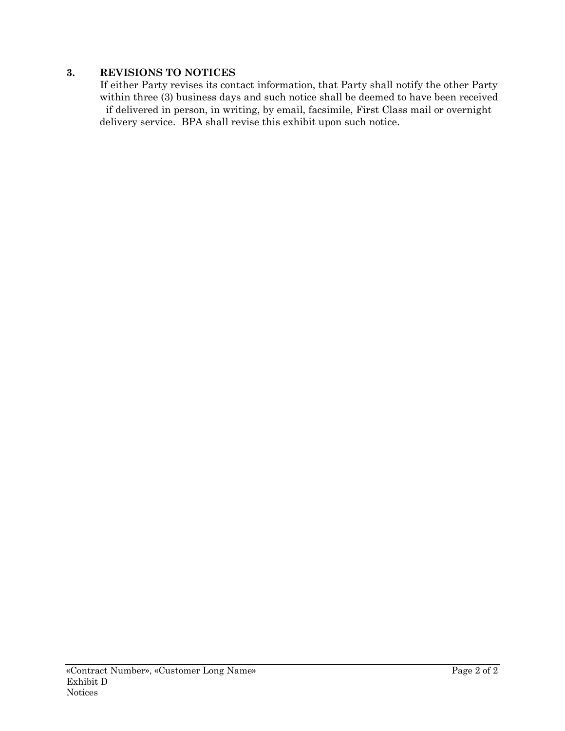### 3. REVISIONS TO NOTICES

If either Party revises its contact information, that Party shall notify the other Party within three (3) business days and such notice shall be deemed to have been received if delivered in person, in writing, by email, facsimile, First Class mail or overnight delivery service. BPA shall revise this exhibit upon such notice.